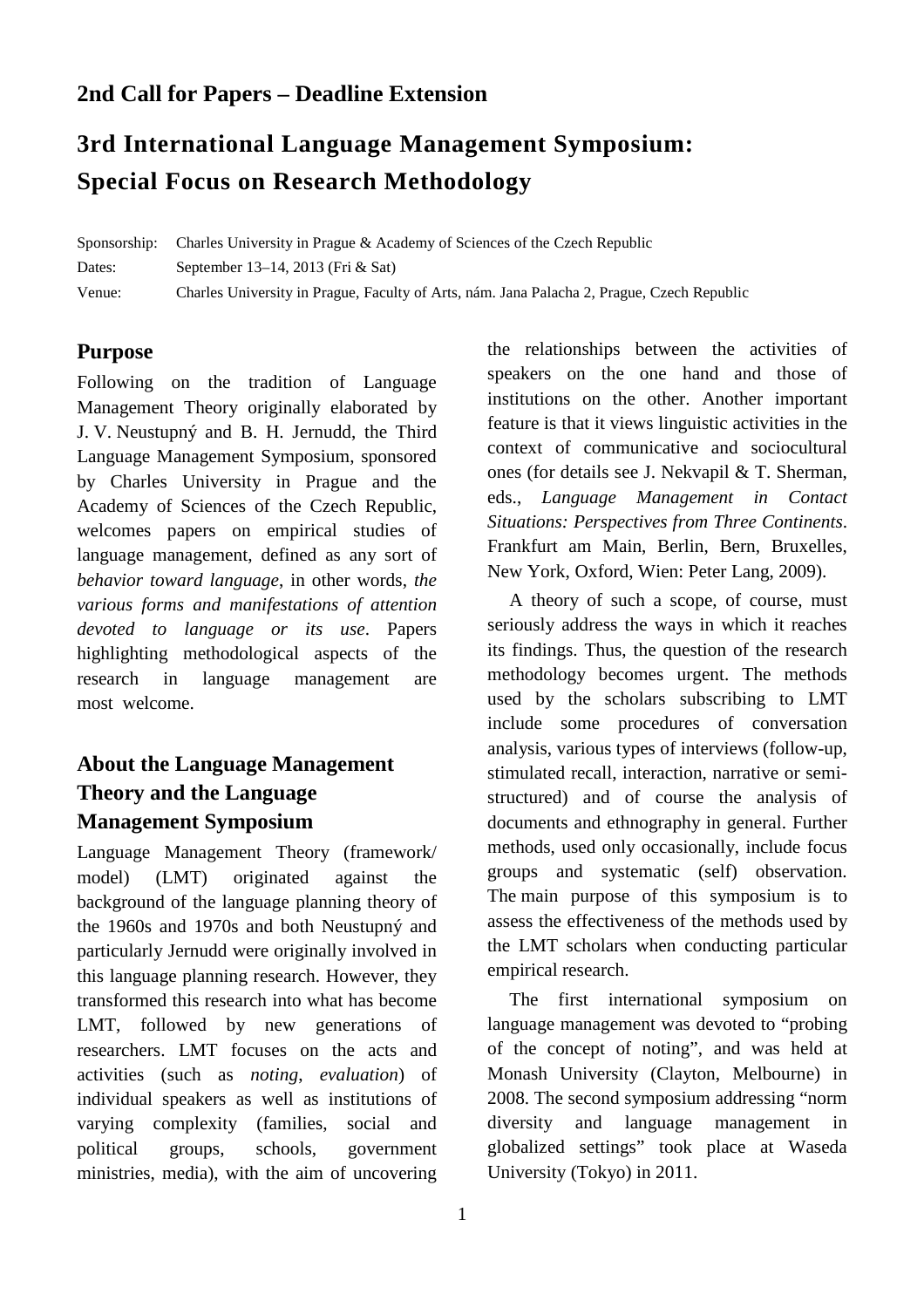## 2nd Call for Papers – Deadline Extension

# 3rd International Language Management Symposium: Special Focus on Research Methodology

Sponsorship: Charles University in Prague & Academy of Sciences of the Czech Republic
Dates: September 13–14, 2013 (Fri & Sat)
Venue: Charles University in Prague, Faculty of Arts, nám. Jana Palacha 2, Prague, Czech Republic

## Purpose

Following on the tradition of Language Management Theory originally elaborated by J. V. Neustupný and B. H. Jernudd, the Third Language Management Symposium, sponsored by Charles University in Prague and the Academy of Sciences of the Czech Republic, welcomes papers on empirical studies of language management, defined as any sort of *behavior toward language*, in other words, *the various forms and manifestations of attention devoted to language or its use*. Papers highlighting methodological aspects of the research in language management are most welcome.

## About the Language Management Theory and the Language Management Symposium

Language Management Theory (framework/ model) (LMT) originated against the background of the language planning theory of the 1960s and 1970s and both Neustupný and particularly Jernudd were originally involved in this language planning research. However, they transformed this research into what has become LMT, followed by new generations of researchers. LMT focuses on the acts and activities (such as *noting*, *evaluation*) of individual speakers as well as institutions of varying complexity (families, social and political groups, schools, government ministries, media), with the aim of uncovering the relationships between the activities of speakers on the one hand and those of institutions on the other. Another important feature is that it views linguistic activities in the context of communicative and sociocultural ones (for details see J. Nekvapil & T. Sherman, eds., *Language Management in Contact Situations: Perspectives from Three Continents*. Frankfurt am Main, Berlin, Bern, Bruxelles, New York, Oxford, Wien: Peter Lang, 2009).

A theory of such a scope, of course, must seriously address the ways in which it reaches its findings. Thus, the question of the research methodology becomes urgent. The methods used by the scholars subscribing to LMT include some procedures of conversation analysis, various types of interviews (follow-up, stimulated recall, interaction, narrative or semi-structured) and of course the analysis of documents and ethnography in general. Further methods, used only occasionally, include focus groups and systematic (self) observation. The main purpose of this symposium is to assess the effectiveness of the methods used by the LMT scholars when conducting particular empirical research.

The first international symposium on language management was devoted to "probing of the concept of noting", and was held at Monash University (Clayton, Melbourne) in 2008. The second symposium addressing "norm diversity and language management in globalized settings" took place at Waseda University (Tokyo) in 2011.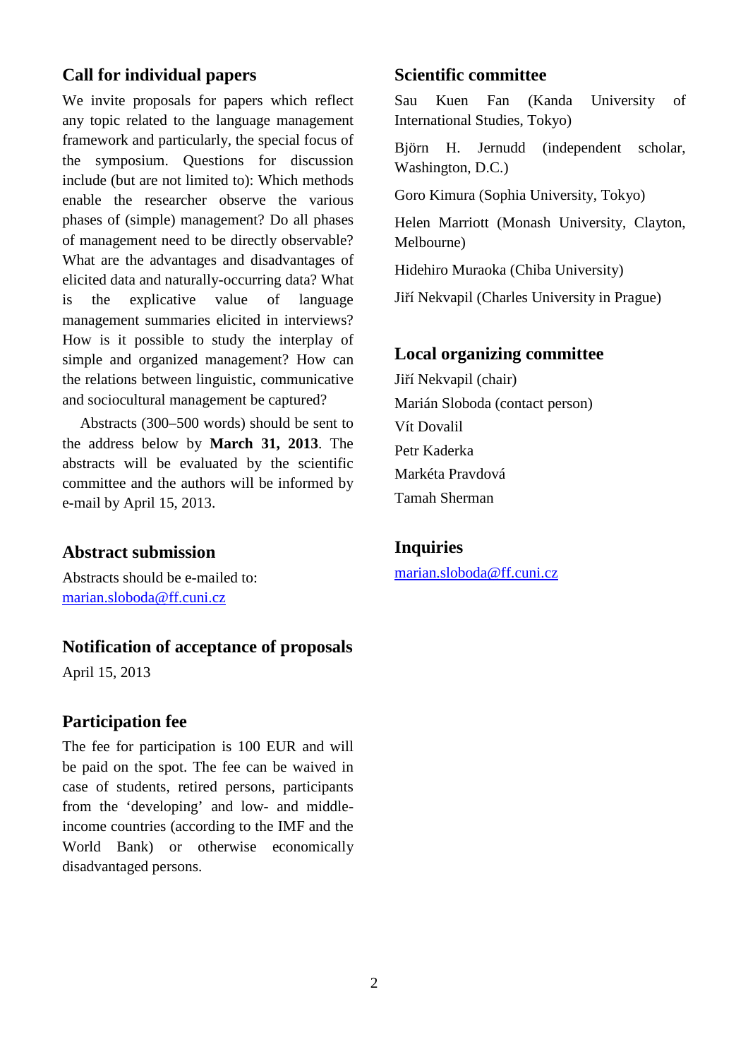## Call for individual papers

We invite proposals for papers which reflect any topic related to the language management framework and particularly, the special focus of the symposium. Questions for discussion include (but are not limited to): Which methods enable the researcher observe the various phases of (simple) management? Do all phases of management need to be directly observable? What are the advantages and disadvantages of elicited data and naturally-occurring data? What is the explicative value of language management summaries elicited in interviews? How is it possible to study the interplay of simple and organized management? How can the relations between linguistic, communicative and sociocultural management be captured?

Abstracts (300–500 words) should be sent to the address below by **March 31, 2013**. The abstracts will be evaluated by the scientific committee and the authors will be informed by e-mail by April 15, 2013.

## Abstract submission

Abstracts should be e-mailed to:
marian.sloboda@ff.cuni.cz

## Notification of acceptance of proposals

April 15, 2013

## Participation fee

The fee for participation is 100 EUR and will be paid on the spot. The fee can be waived in case of students, retired persons, participants from the 'developing' and low- and middle-income countries (according to the IMF and the World Bank) or otherwise economically disadvantaged persons.

## Scientific committee

Sau Kuen Fan (Kanda University of International Studies, Tokyo)

Björn H. Jernudd (independent scholar, Washington, D.C.)

Goro Kimura (Sophia University, Tokyo)

Helen Marriott (Monash University, Clayton, Melbourne)

Hidehiro Muraoka (Chiba University)

Jiří Nekvapil (Charles University in Prague)

## Local organizing committee

Jiří Nekvapil (chair)
Marián Sloboda (contact person)
Vít Dovalil
Petr Kaderka
Markéta Pravdová
Tamah Sherman

## Inquiries

marian.sloboda@ff.cuni.cz